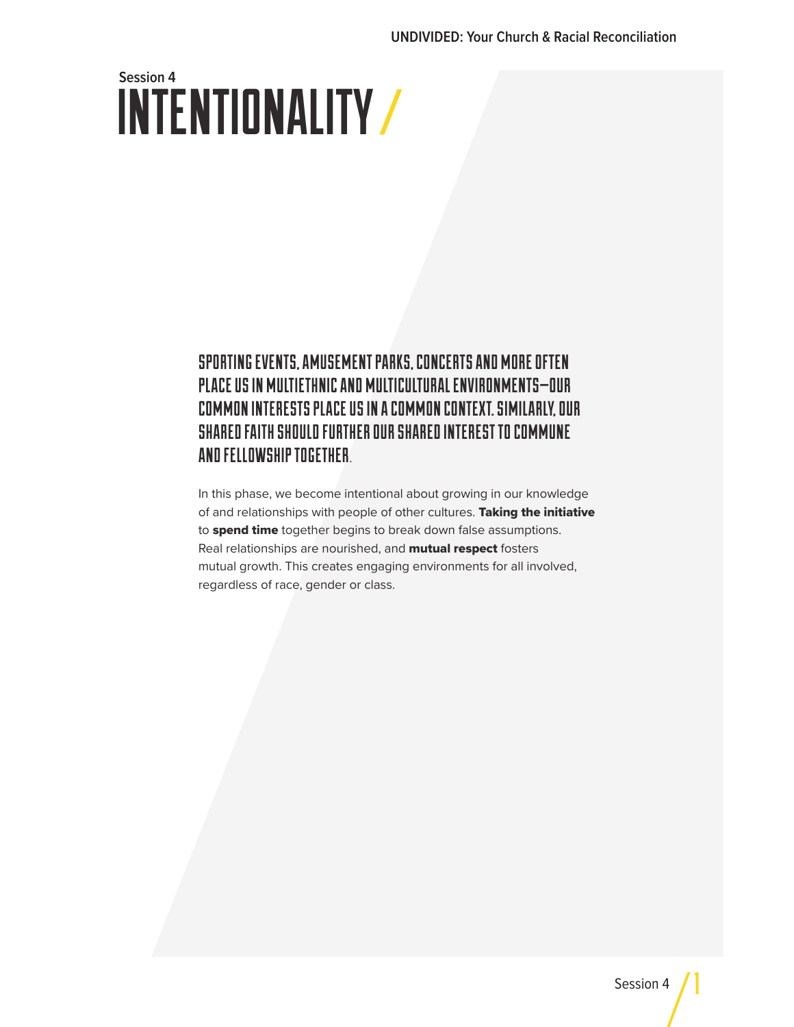Session 4

# INTENTIONALITY

## SPORTING EVENTS, AMUSEMENT PARKS, CONCERTS AND MORE OFTEN PLACE US IN MULTIETHNIC AND MULTICULTURAL ENVIRONMENTS—OUR COMMON INTERESTS PLACE US IN A COMMON CONTEXT. SIMILARLY, OUR SHARED FAITH SHOULD FURTHER OUR SHARED INTEREST TO COMMUNE AND FELLOWSHIP TOGETHER.

In this phase, we become intentional about growing in our knowledge of and relationships with people of other cultures. **Taking the initiative** to **spend time** together begins to break down false assumptions. Real relationships are nourished, and **mutual respect** fosters mutual growth. This creates engaging environments for all involved, regardless of race, gender or class.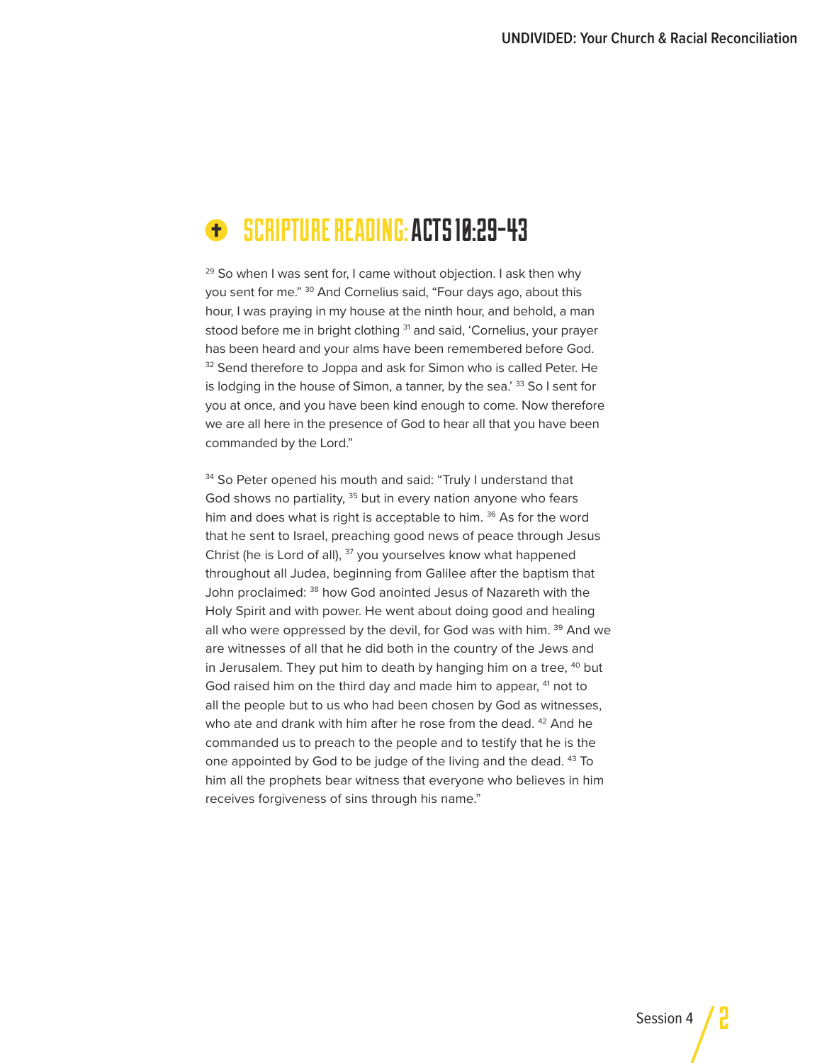## SCRIPTURE READING: ACTS 10:29-43

[29] So when I was sent for, I came without objection. I ask then why you sent for me." [30] And Cornelius said, "Four days ago, about this hour, I was praying in my house at the ninth hour, and behold, a man stood before me in bright clothing [31] and said, 'Cornelius, your prayer has been heard and your alms have been remembered before God. [32] Send therefore to Joppa and ask for Simon who is called Peter. He is lodging in the house of Simon, a tanner, by the sea.' [33] So I sent for you at once, and you have been kind enough to come. Now therefore we are all here in the presence of God to hear all that you have been commanded by the Lord."

[34] So Peter opened his mouth and said: "Truly I understand that God shows no partiality, [35] but in every nation anyone who fears him and does what is right is acceptable to him. [36] As for the word that he sent to Israel, preaching good news of peace through Jesus Christ (he is Lord of all), [37] you yourselves know what happened throughout all Judea, beginning from Galilee after the baptism that John proclaimed: [38] how God anointed Jesus of Nazareth with the Holy Spirit and with power. He went about doing good and healing all who were oppressed by the devil, for God was with him. [39] And we are witnesses of all that he did both in the country of the Jews and in Jerusalem. They put him to death by hanging him on a tree, [40] but God raised him on the third day and made him to appear, [41] not to all the people but to us who had been chosen by God as witnesses, who ate and drank with him after he rose from the dead. [42] And he commanded us to preach to the people and to testify that he is the one appointed by God to be judge of the living and the dead. [43] To him all the prophets bear witness that everyone who believes in him receives forgiveness of sins through his name."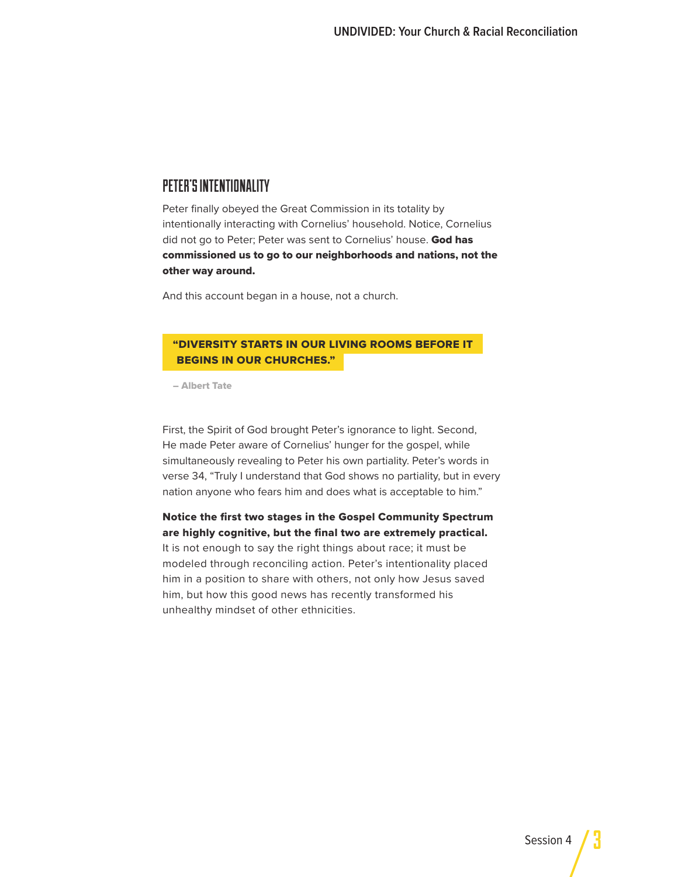## PETER'S INTENTIONALITY

Peter finally obeyed the Great Commission in its totality by intentionally interacting with Cornelius' household. Notice, Cornelius did not go to Peter; Peter was sent to Cornelius' house. **God has commissioned us to go to our neighborhoods and nations, not the other way around.**

And this account began in a house, not a church.

> **"DIVERSITY STARTS IN OUR LIVING ROOMS BEFORE IT BEGINS IN OUR CHURCHES."**
>
> **– Albert Tate**

First, the Spirit of God brought Peter's ignorance to light. Second, He made Peter aware of Cornelius' hunger for the gospel, while simultaneously revealing to Peter his own partiality. Peter's words in verse 34, "Truly I understand that God shows no partiality, but in every nation anyone who fears him and does what is acceptable to him."

**Notice the first two stages in the Gospel Community Spectrum are highly cognitive, but the final two are extremely practical.** It is not enough to say the right things about race; it must be modeled through reconciling action. Peter's intentionality placed him in a position to share with others, not only how Jesus saved him, but how this good news has recently transformed his unhealthy mindset of other ethnicities.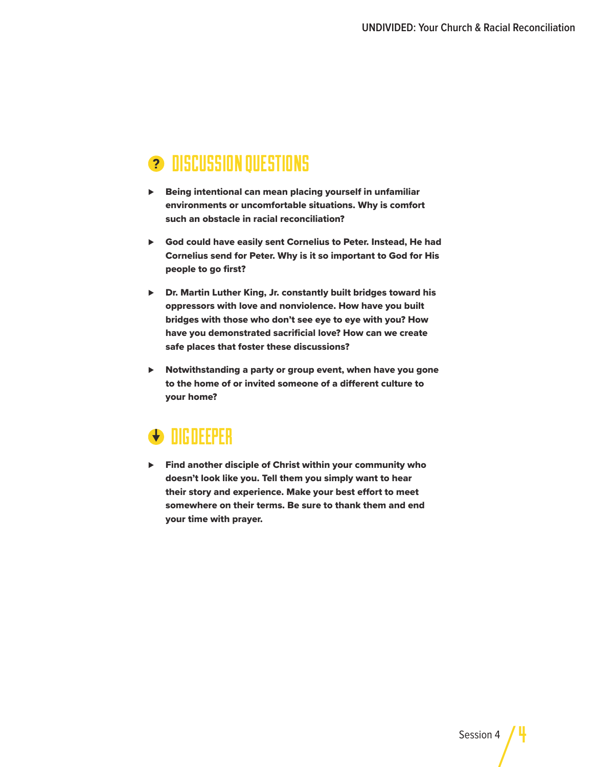## Discussion Questions

- **Being intentional can mean placing yourself in unfamiliar environments or uncomfortable situations. Why is comfort such an obstacle in racial reconciliation?**

- **God could have easily sent Cornelius to Peter. Instead, He had Cornelius send for Peter. Why is it so important to God for His people to go first?**

- **Dr. Martin Luther King, Jr. constantly built bridges toward his oppressors with love and nonviolence. How have you built bridges with those who don't see eye to eye with you? How have you demonstrated sacrificial love? How can we create safe places that foster these discussions?**

- **Notwithstanding a party or group event, when have you gone to the home of or invited someone of a different culture to your home?**

## Dig Deeper

- **Find another disciple of Christ within your community who doesn't look like you. Tell them you simply want to hear their story and experience. Make your best effort to meet somewhere on their terms. Be sure to thank them and end your time with prayer.**